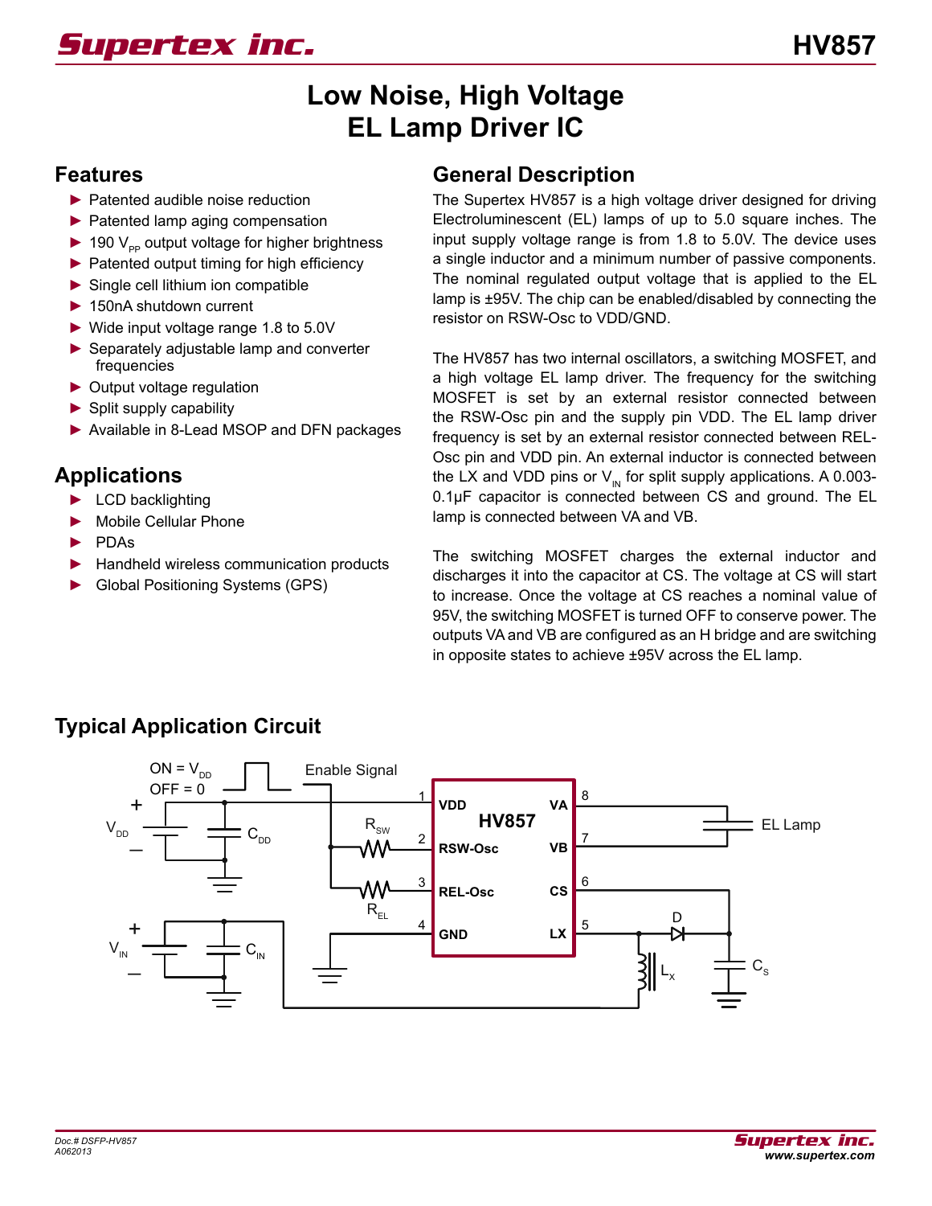# Low Noise, High Voltage EL Lamp Driver IC

## Features

- ► Patented audible noise reduction
- ► Patented lamp aging compensation
- ► 190 $V_{PP}$ output voltage for higher brightness
- ► Patented output timing for high efficiency
- ► Single cell lithium ion compatible
- ► 150nA shutdown current
- ► Wide input voltage range 1.8 to 5.0V
- ► Separately adjustable lamp and converter frequencies
- ► Output voltage regulation
- ► Split supply capability
- ► Available in 8-Lead MSOP and DFN packages

## Applications

- ► LCD backlighting
- ► Mobile Cellular Phone
- ► PDAs
- ► Handheld wireless communication products
- ► Global Positioning Systems (GPS)

## General Description

The Supertex HV857 is a high voltage driver designed for driving Electroluminescent (EL) lamps of up to 5.0 square inches. The input supply voltage range is from 1.8 to 5.0V. The device uses a single inductor and a minimum number of passive components. The nominal regulated output voltage that is applied to the EL lamp is ±95V. The chip can be enabled/disabled by connecting the resistor on RSW-Osc to VDD/GND.

The HV857 has two internal oscillators, a switching MOSFET, and a high voltage EL lamp driver. The frequency for the switching MOSFET is set by an external resistor connected between the RSW-Osc pin and the supply pin VDD. The EL lamp driver frequency is set by an external resistor connected between REL-Osc pin and VDD pin. An external inductor is connected between the LX and VDD pins or $V_{IN}$ for split supply applications. A 0.003-0.1µF capacitor is connected between CS and ground. The EL lamp is connected between VA and VB.

The switching MOSFET charges the external inductor and discharges it into the capacitor at CS. The voltage at CS will start to increase. Once the voltage at CS reaches a nominal value of 95V, the switching MOSFET is turned OFF to conserve power. The outputs VA and VB are configured as an H bridge and are switching in opposite states to achieve ±95V across the EL lamp.

## Typical Application Circuit

ON = $V_{DD}$
OFF = 0
Enable Signal

$V_{DD}$, $C_{DD}$, $R_{SW}$, $R_{EL}$, $V_{IN}$, $C_{IN}$

HV857: 1 VDD, 2 RSW-Osc, 3 REL-Osc, 4 GND, 8 VA, 7 VB, 6 CS, 5 LX

EL Lamp, D, $L_X$, $C_S$

Doc.# DSFP-HV857
A062013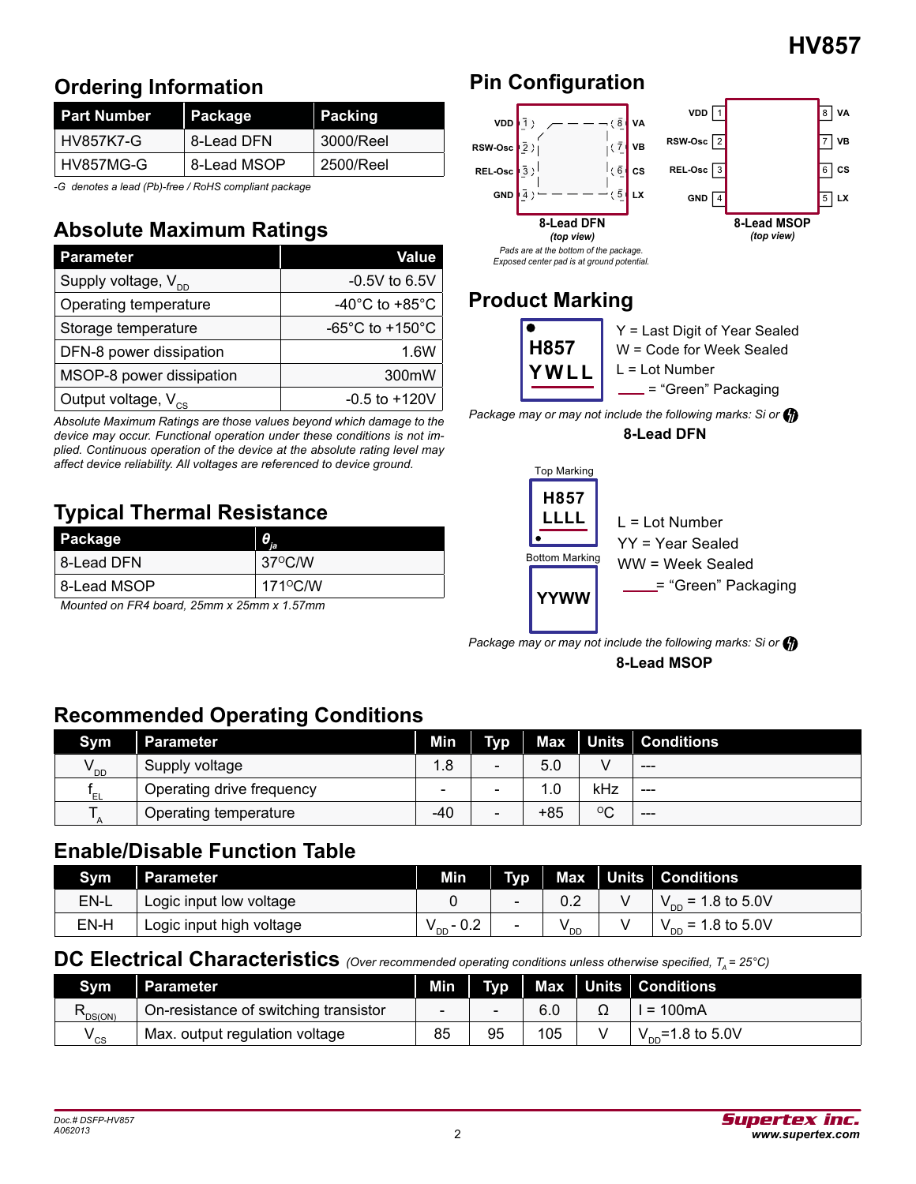## Ordering Information

| Part Number | Package | Packing |
|---|---|---|
| HV857K7-G | 8-Lead DFN | 3000/Reel |
| HV857MG-G | 8-Lead MSOP | 2500/Reel |

*-G denotes a lead (Pb)-free / RoHS compliant package*

## Absolute Maximum Ratings

| Parameter | Value |
|---|---|
| Supply voltage, $V_{DD}$ | -0.5V to 6.5V |
| Operating temperature | -40°C to +85°C |
| Storage temperature | -65°C to +150°C |
| DFN-8 power dissipation | 1.6W |
| MSOP-8 power dissipation | 300mW |
| Output voltage, $V_{CS}$ | -0.5 to +120V |

*Absolute Maximum Ratings are those values beyond which damage to the device may occur. Functional operation under these conditions is not implied. Continuous operation of the device at the absolute rating level may affect device reliability. All voltages are referenced to device ground.*

## Typical Thermal Resistance

| Package | $\theta_{ja}$ |
|---|---|
| 8-Lead DFN | 37°C/W |
| 8-Lead MSOP | 171°C/W |

*Mounted on FR4 board, 25mm x 25mm x 1.57mm*

## Pin Configuration

VDD 1, RSW-Osc 2, REL-Osc 3, GND 4, LX 5, CS 6, VB 7, VA 8

**8-Lead DFN** *(top view)*

*Pads are at the bottom of the package. Exposed center pad is at ground potential.*

**8-Lead MSOP** *(top view)*

## Product Marking

H857
YWLL

Y = Last Digit of Year Sealed
W = Code for Week Sealed
L = Lot Number
___ = "Green" Packaging

*Package may or may not include the following marks: Si or*

**8-Lead DFN**

Top Marking

H857
LLLL

Bottom Marking

YYWW

L = Lot Number
YY = Year Sealed
WW = Week Sealed
___ = "Green" Packaging

*Package may or may not include the following marks: Si or*

**8-Lead MSOP**

## Recommended Operating Conditions

| Sym | Parameter | Min | Typ | Max | Units | Conditions |
|---|---|---|---|---|---|---|
| $V_{DD}$ | Supply voltage | 1.8 | - | 5.0 | V | --- |
| $f_{EL}$ | Operating drive frequency | - | - | 1.0 | kHz | --- |
| $T_A$ | Operating temperature | -40 | - | +85 | °C | --- |

## Enable/Disable Function Table

| Sym | Parameter | Min | Typ | Max | Units | Conditions |
|---|---|---|---|---|---|---|
| EN-L | Logic input low voltage | 0 | - | 0.2 | V | $V_{DD}$ = 1.8 to 5.0V |
| EN-H | Logic input high voltage | $V_{DD}$ - 0.2 | - | $V_{DD}$ | V | $V_{DD}$ = 1.8 to 5.0V |

## DC Electrical Characteristics *(Over recommended operating conditions unless otherwise specified, $T_A$ = 25°C)*

| Sym | Parameter | Min | Typ | Max | Units | Conditions |
|---|---|---|---|---|---|---|
| $R_{DS(ON)}$ | On-resistance of switching transistor | - | - | 6.0 | Ω | I = 100mA |
| $V_{CS}$ | Max. output regulation voltage | 85 | 95 | 105 | V | $V_{DD}$=1.8 to 5.0V |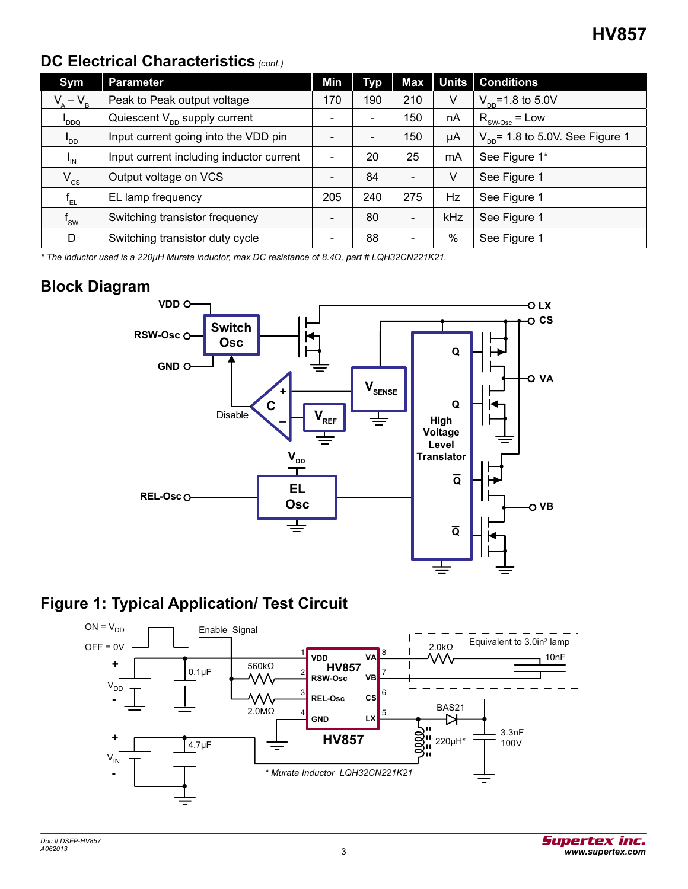## DC Electrical Characteristics *(cont.)*

| Sym | Parameter | Min | Typ | Max | Units | Conditions |
|---|---|---|---|---|---|---|
| $V_A - V_B$ | Peak to Peak output voltage | 170 | 190 | 210 | V | $V_{DD}$=1.8 to 5.0V |
| $I_{DDQ}$ | Quiescent $V_{DD}$ supply current | - | - | 150 | nA | $R_{SW\text{-}Osc}$ = Low |
| $I_{DD}$ | Input current going into the VDD pin | - | - | 150 | μA | $V_{DD}$= 1.8 to 5.0V. See Figure 1 |
| $I_{IN}$ | Input current including inductor current | - | 20 | 25 | mA | See Figure 1* |
| $V_{CS}$ | Output voltage on VCS | - | 84 | - | V | See Figure 1 |
| $f_{EL}$ | EL lamp frequency | 205 | 240 | 275 | Hz | See Figure 1 |
| $f_{SW}$ | Switching transistor frequency | - | 80 | - | kHz | See Figure 1 |
| D | Switching transistor duty cycle | - | 88 | - | % | See Figure 1 |

*\* The inductor used is a 220μH Murata inductor, max DC resistance of 8.4Ω, part # LQH32CN221K21.*

## Block Diagram

## Figure 1: Typical Application/ Test Circuit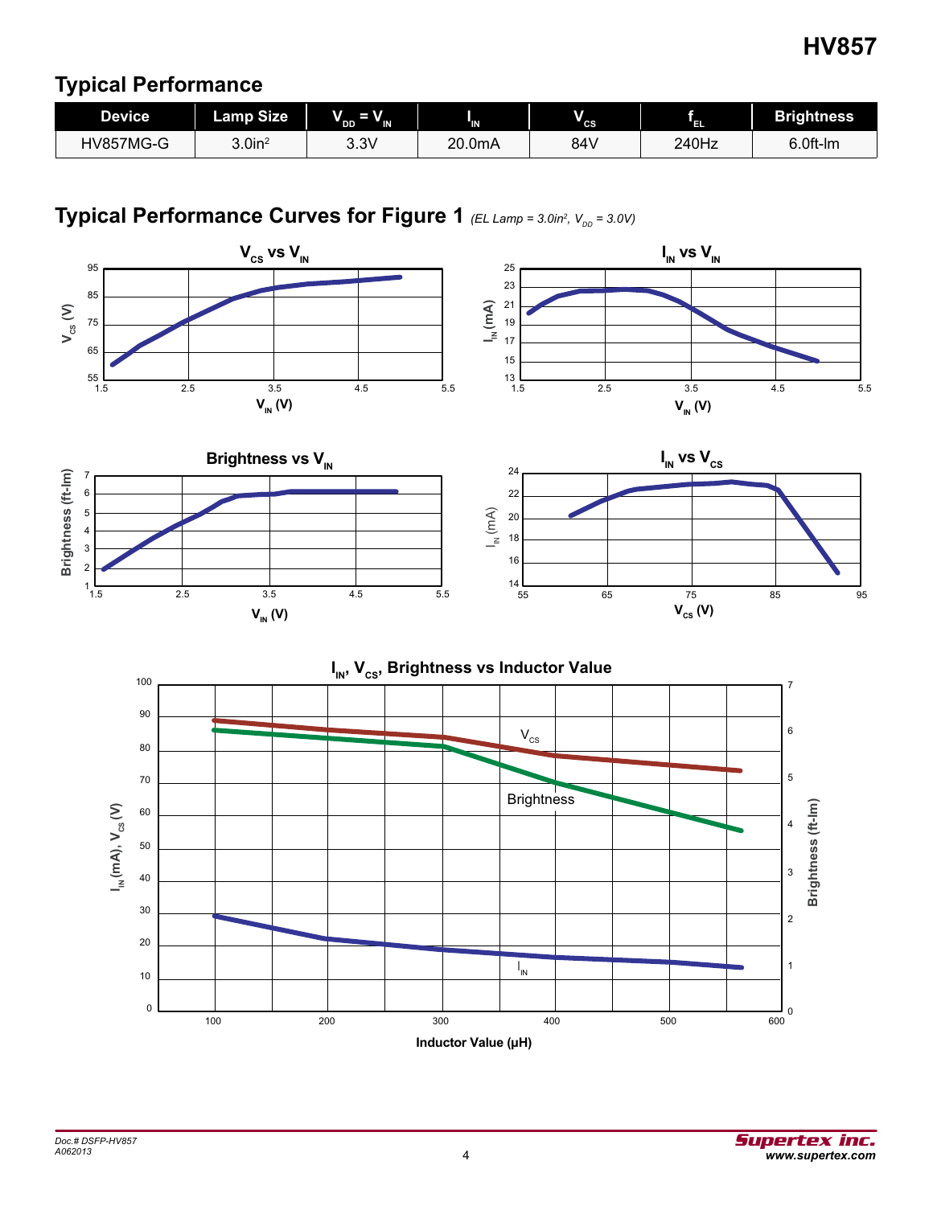## Typical Performance

| Device | Lamp Size | $V_{DD} = V_{IN}$ | $I_{IN}$ | $V_{CS}$ | $f_{EL}$ | Brightness |
|---|---|---|---|---|---|---|
| HV857MG-G | 3.0in$^2$ | 3.3V | 20.0mA | 84V | 240Hz | 6.0ft-lm |

## Typical Performance Curves for Figure 1 *(EL Lamp = 3.0in$^2$, $V_{DD}$ = 3.0V)*

**$V_{CS}$ vs $V_{IN}$**

**$I_{IN}$ vs $V_{IN}$**

**Brightness vs $V_{IN}$**

**$I_{IN}$ vs $V_{CS}$**

**$I_{IN}$, $V_{CS}$, Brightness vs Inductor Value**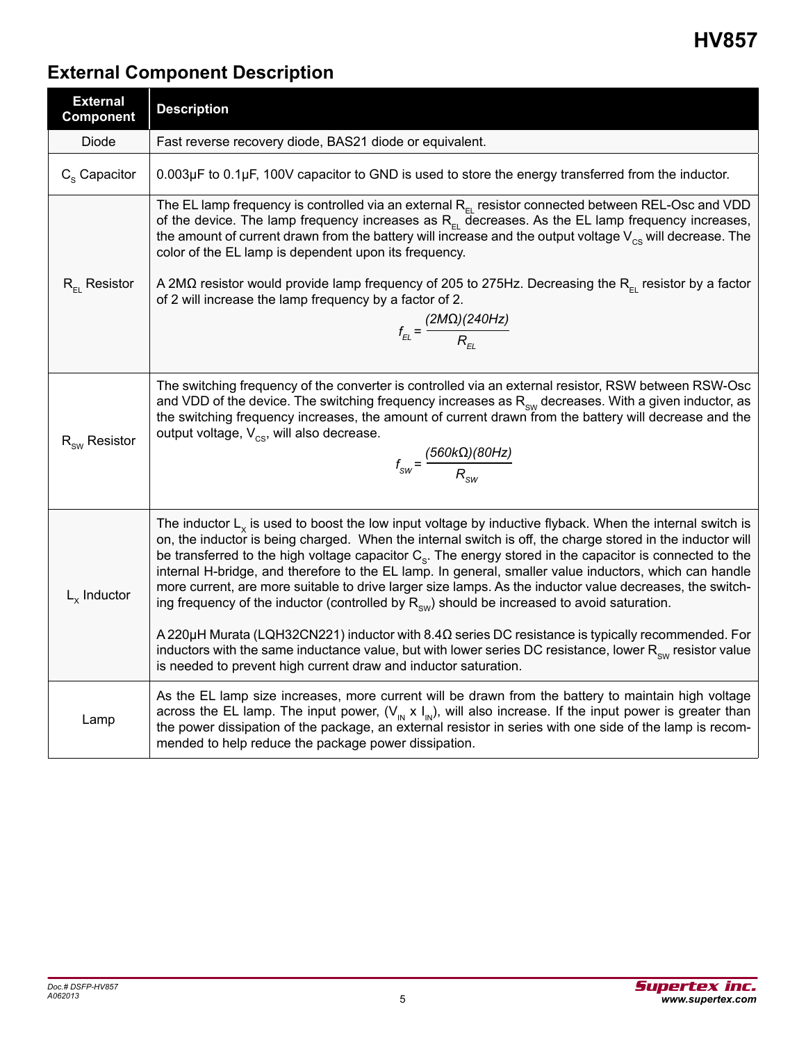## External Component Description

| External Component | Description |
|---|---|
| Diode | Fast reverse recovery diode, BAS21 diode or equivalent. |
| $C_S$ Capacitor | 0.003µF to 0.1µF, 100V capacitor to GND is used to store the energy transferred from the inductor. |
| $R_{EL}$ Resistor | The EL lamp frequency is controlled via an external $R_{EL}$ resistor connected between REL-Osc and VDD of the device. The lamp frequency increases as $R_{EL}$ decreases. As the EL lamp frequency increases, the amount of current drawn from the battery will increase and the output voltage $V_{CS}$ will decrease. The color of the EL lamp is dependent upon its frequency. <br><br> A 2MΩ resistor would provide lamp frequency of 205 to 275Hz. Decreasing the $R_{EL}$ resistor by a factor of 2 will increase the lamp frequency by a factor of 2. <br><br> $f_{EL} = \frac{(2M\Omega)(240Hz)}{R_{EL}}$ |
| $R_{SW}$ Resistor | The switching frequency of the converter is controlled via an external resistor, RSW between RSW-Osc and VDD of the device. The switching frequency increases as $R_{SW}$ decreases. With a given inductor, as the switching frequency increases, the amount of current drawn from the battery will decrease and the output voltage, $V_{CS}$, will also decrease. <br><br> $f_{SW} = \frac{(560k\Omega)(80Hz)}{R_{SW}}$ |
| $L_X$ Inductor | The inductor $L_X$ is used to boost the low input voltage by inductive flyback. When the internal switch is on, the inductor is being charged. When the internal switch is off, the charge stored in the inductor will be transferred to the high voltage capacitor $C_S$. The energy stored in the capacitor is connected to the internal H-bridge, and therefore to the EL lamp. In general, smaller value inductors, which can handle more current, are more suitable to drive larger size lamps. As the inductor value decreases, the switching frequency of the inductor (controlled by $R_{SW}$) should be increased to avoid saturation. <br><br> A 220µH Murata (LQH32CN221) inductor with 8.4Ω series DC resistance is typically recommended. For inductors with the same inductance value, but with lower series DC resistance, lower $R_{SW}$ resistor value is needed to prevent high current draw and inductor saturation. |
| Lamp | As the EL lamp size increases, more current will be drawn from the battery to maintain high voltage across the EL lamp. The input power, ($V_{IN}$ x $I_{IN}$), will also increase. If the input power is greater than the power dissipation of the package, an external resistor in series with one side of the lamp is recommended to help reduce the package power dissipation. |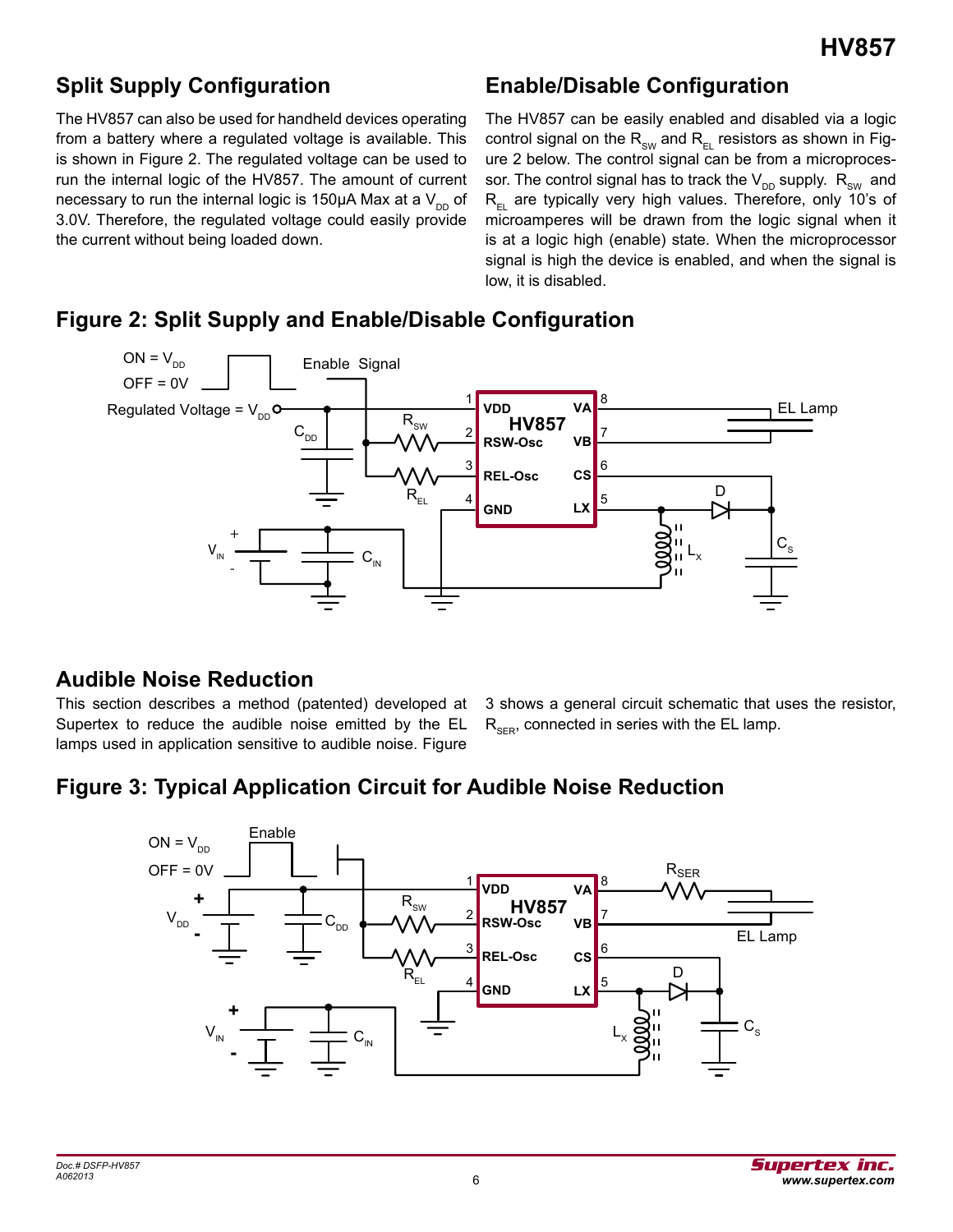## Split Supply Configuration

The HV857 can also be used for handheld devices operating from a battery where a regulated voltage is available. This is shown in Figure 2. The regulated voltage can be used to run the internal logic of the HV857. The amount of current necessary to run the internal logic is 150µA Max at a $V_{DD}$ of 3.0V. Therefore, the regulated voltage could easily provide the current without being loaded down.

## Enable/Disable Configuration

The HV857 can be easily enabled and disabled via a logic control signal on the $R_{SW}$ and $R_{EL}$ resistors as shown in Figure 2 below. The control signal can be from a microprocessor. The control signal has to track the $V_{DD}$ supply. $R_{SW}$ and $R_{EL}$ are typically very high values. Therefore, only 10's of microamperes will be drawn from the logic signal when it is at a logic high (enable) state. When the microprocessor signal is high the device is enabled, and when the signal is low, it is disabled.

### Figure 2: Split Supply and Enable/Disable Configuration

## Audible Noise Reduction

This section describes a method (patented) developed at Supertex to reduce the audible noise emitted by the EL lamps used in application sensitive to audible noise. Figure 3 shows a general circuit schematic that uses the resistor, $R_{SER}$, connected in series with the EL lamp.

### Figure 3: Typical Application Circuit for Audible Noise Reduction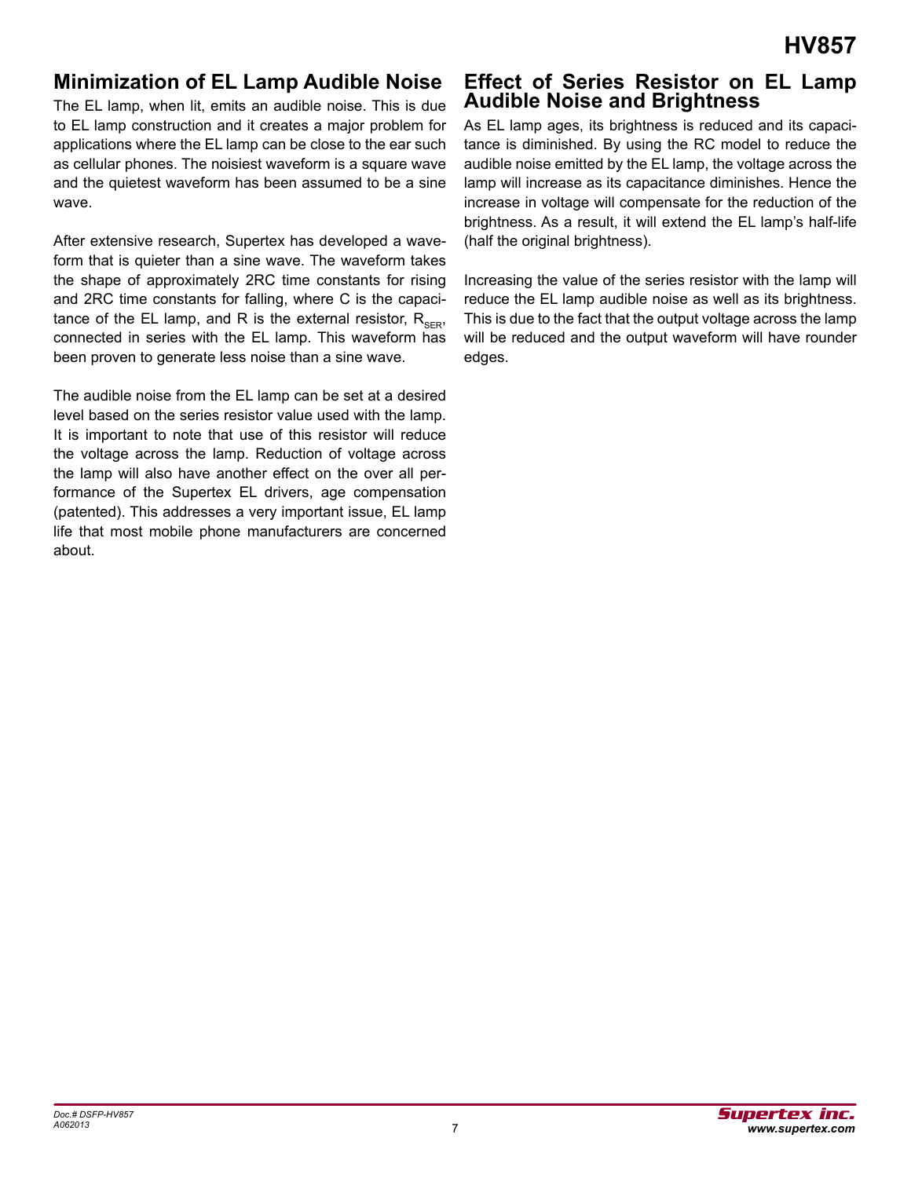## Minimization of EL Lamp Audible Noise

The EL lamp, when lit, emits an audible noise. This is due to EL lamp construction and it creates a major problem for applications where the EL lamp can be close to the ear such as cellular phones. The noisiest waveform is a square wave and the quietest waveform has been assumed to be a sine wave.

After extensive research, Supertex has developed a waveform that is quieter than a sine wave. The waveform takes the shape of approximately 2RC time constants for rising and 2RC time constants for falling, where C is the capacitance of the EL lamp, and R is the external resistor, $R_{SER}$, connected in series with the EL lamp. This waveform has been proven to generate less noise than a sine wave.

The audible noise from the EL lamp can be set at a desired level based on the series resistor value used with the lamp. It is important to note that use of this resistor will reduce the voltage across the lamp. Reduction of voltage across the lamp will also have another effect on the over all performance of the Supertex EL drivers, age compensation (patented). This addresses a very important issue, EL lamp life that most mobile phone manufacturers are concerned about.

## Effect of Series Resistor on EL Lamp Audible Noise and Brightness

As EL lamp ages, its brightness is reduced and its capacitance is diminished. By using the RC model to reduce the audible noise emitted by the EL lamp, the voltage across the lamp will increase as its capacitance diminishes. Hence the increase in voltage will compensate for the reduction of the brightness. As a result, it will extend the EL lamp's half-life (half the original brightness).

Increasing the value of the series resistor with the lamp will reduce the EL lamp audible noise as well as its brightness. This is due to the fact that the output voltage across the lamp will be reduced and the output waveform will have rounder edges.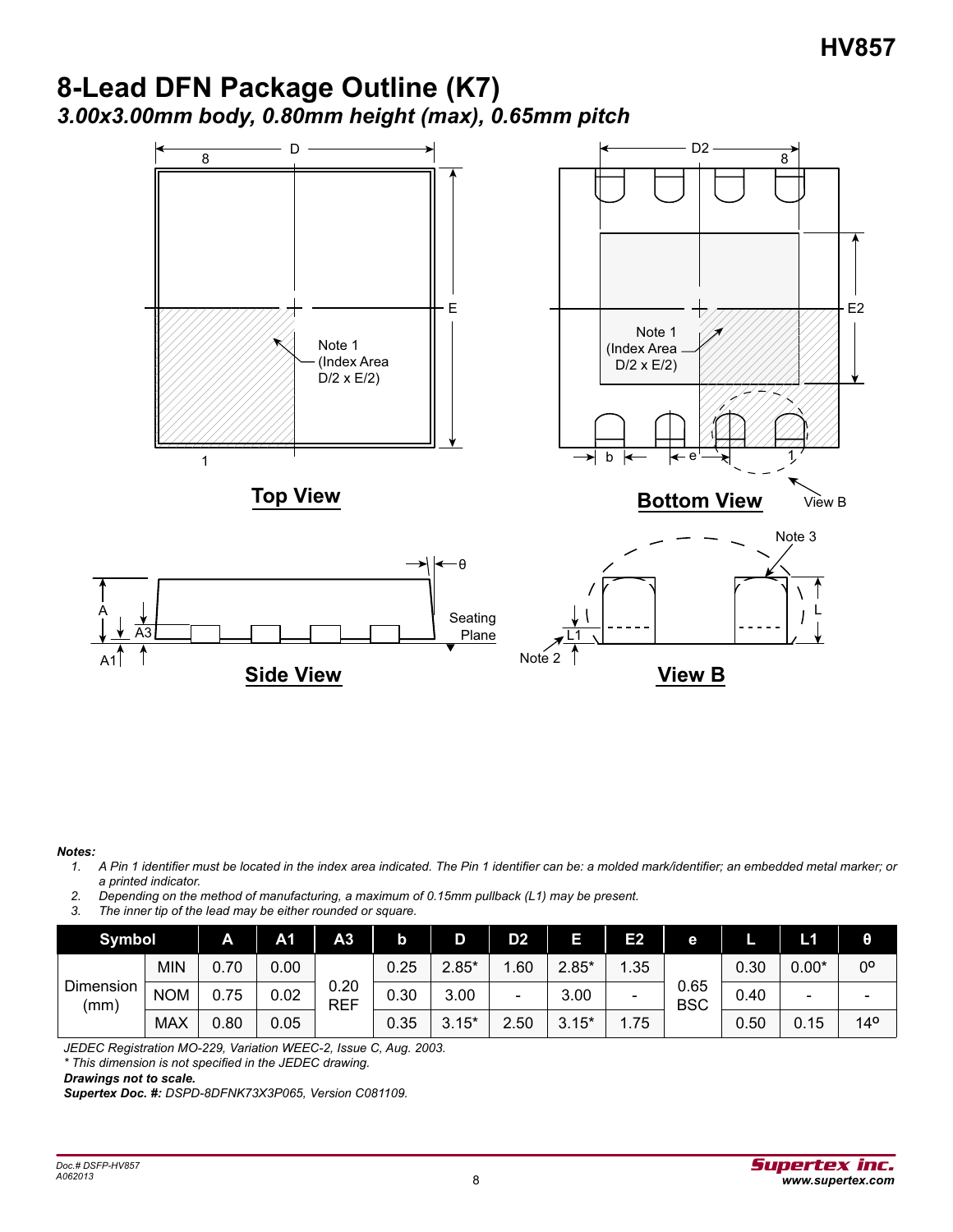# 8-Lead DFN Package Outline (K7)

## *3.00x3.00mm body, 0.80mm height (max), 0.65mm pitch*

**Top View**

**Bottom View**

**Side View**

**View B**

***Notes:***

1. *A Pin 1 identifier must be located in the index area indicated. The Pin 1 identifier can be: a molded mark/identifier; an embedded metal marker; or a printed indicator.*
2. *Depending on the method of manufacturing, a maximum of 0.15mm pullback (L1) may be present.*
3. *The inner tip of the lead may be either rounded or square.*

| Symbol | | A | A1 | A3 | b | D | D2 | E | E2 | e | L | L1 | θ |
|---|---|---|---|---|---|---|---|---|---|---|---|---|---|
| Dimension (mm) | MIN | 0.70 | 0.00 | 0.20 REF | 0.25 | 2.85* | 1.60 | 2.85* | 1.35 | 0.65 BSC | 0.30 | 0.00* | 0° |
| | NOM | 0.75 | 0.02 | | 0.30 | 3.00 | - | 3.00 | - | | 0.40 | - | - |
| | MAX | 0.80 | 0.05 | | 0.35 | 3.15* | 2.50 | 3.15* | 1.75 | | 0.50 | 0.15 | 14° |

*JEDEC Registration MO-229, Variation WEEC-2, Issue C, Aug. 2003.*

*\* This dimension is not specified in the JEDEC drawing.*

***Drawings not to scale.***

***Supertex Doc. #:** DSPD-8DFNK73X3P065, Version C081109.*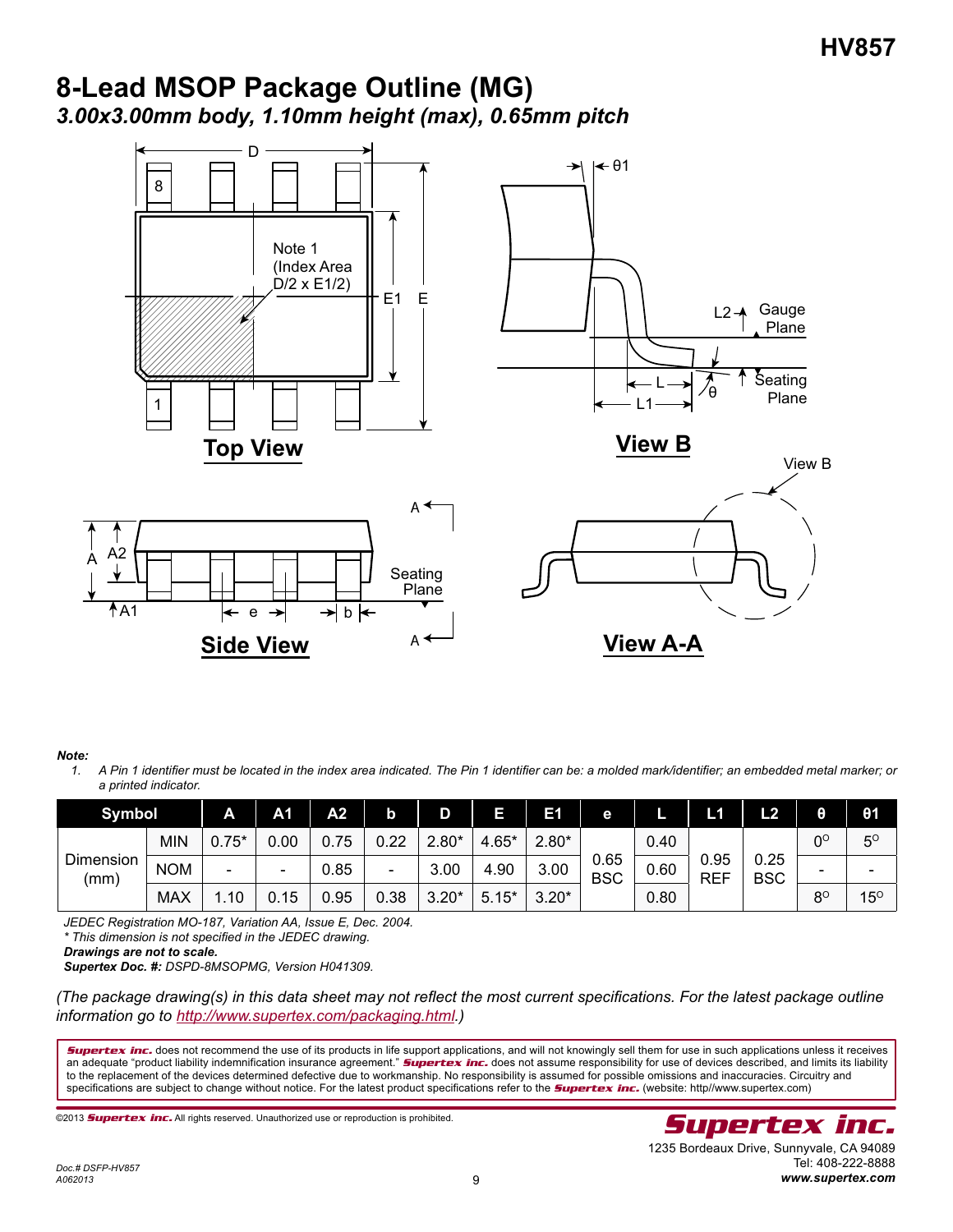# 8-Lead MSOP Package Outline (MG)

## *3.00x3.00mm body, 1.10mm height (max), 0.65mm pitch*

D

8

Note 1
(Index Area
D/2 x E1/2)

E1 E

1

**Top View**

θ1

L2 Gauge Plane

Seating Plane

L

θ

L1

**View B**

View B

A A2

A1

e

b

A

Seating Plane

A

**Side View**

**View A-A**

**Note:**

1. *A Pin 1 identifier must be located in the index area indicated. The Pin 1 identifier can be: a molded mark/identifier; an embedded metal marker; or a printed indicator.*

| Symbol | | A | A1 | A2 | b | D | E | E1 | e | L | L1 | L2 | θ | θ1 |
|---|---|---|---|---|---|---|---|---|---|---|---|---|---|---|
| Dimension (mm) | MIN | 0.75* | 0.00 | 0.75 | 0.22 | 2.80* | 4.65* | 2.80* | 0.65 BSC | 0.40 | 0.95 REF | 0.25 BSC | 0° | 5° |
| | NOM | - | - | 0.85 | - | 3.00 | 4.90 | 3.00 | | 0.60 | | | - | - |
| | MAX | 1.10 | 0.15 | 0.95 | 0.38 | 3.20* | 5.15* | 3.20* | | 0.80 | | | 8° | 15° |

*JEDEC Registration MO-187, Variation AA, Issue E, Dec. 2004.*
*\* This dimension is not specified in the JEDEC drawing.*
***Drawings are not to scale.***
***Supertex Doc. #:** DSPD-8MSOPMG, Version H041309.*

*(The package drawing(s) in this data sheet may not reflect the most current specifications. For the latest package outline information go to http://www.supertex.com/packaging.html.)*

***Supertex inc.*** does not recommend the use of its products in life support applications, and will not knowingly sell them for use in such applications unless it receives an adequate "product liability indemnification insurance agreement." ***Supertex inc.*** does not assume responsibility for use of devices described, and limits its liability to the replacement of the devices determined defective due to workmanship. No responsibility is assumed for possible omissions and inaccuracies. Circuitry and specifications are subject to change without notice. For the latest product specifications refer to the ***Supertex inc.*** (website: http//www.supertex.com)

©2013 ***Supertex inc.*** All rights reserved. Unauthorized use or reproduction is prohibited.

**Supertex inc.**
1235 Bordeaux Drive, Sunnyvale, CA 94089
Tel: 408-222-8888
***www.supertex.com***

*Doc.# DSFP-HV857*
*A062013*